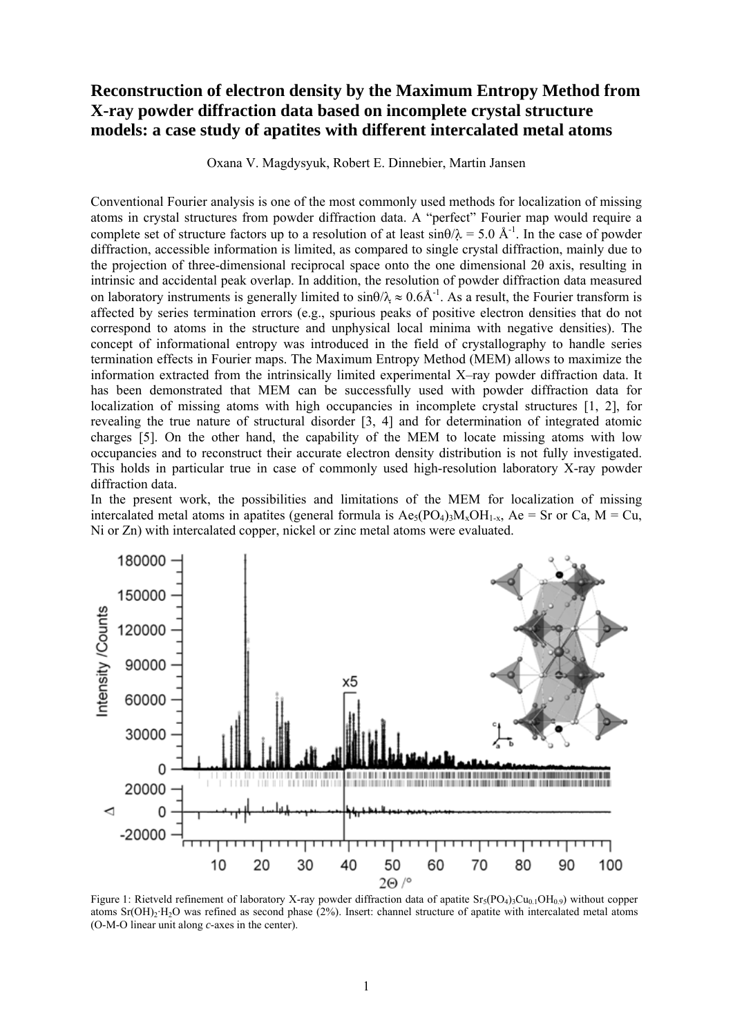# Reconstruction of electron density by the Maximum Entropy Method from X-ray powder diffraction data based on incomplete crystal structure models: a case study of apatites with different intercalated metal atoms

Oxana V. Magdysyuk, Robert E. Dinnebier, Martin Jansen

Conventional Fourier analysis is one of the most commonly used methods for localization of missing atoms in crystal structures from powder diffraction data. A "perfect" Fourier map would require a complete set of structure factors up to a resolution of at least $\sin\theta/\lambda = 5.0$ Å$^{-1}$. In the case of powder diffraction, accessible information is limited, as compared to single crystal diffraction, mainly due to the projection of three-dimensional reciprocal space onto the one dimensional 2θ axis, resulting in intrinsic and accidental peak overlap. In addition, the resolution of powder diffraction data measured on laboratory instruments is generally limited to $\sin\theta/\lambda \approx 0.6$Å$^{-1}$. As a result, the Fourier transform is affected by series termination errors (e.g., spurious peaks of positive electron densities that do not correspond to atoms in the structure and unphysical local minima with negative densities). The concept of informational entropy was introduced in the field of crystallography to handle series termination effects in Fourier maps. The Maximum Entropy Method (MEM) allows to maximize the information extracted from the intrinsically limited experimental X–ray powder diffraction data. It has been demonstrated that MEM can be successfully used with powder diffraction data for localization of missing atoms with high occupancies in incomplete crystal structures [1, 2], for revealing the true nature of structural disorder [3, 4] and for determination of integrated atomic charges [5]. On the other hand, the capability of the MEM to locate missing atoms with low occupancies and to reconstruct their accurate electron density distribution is not fully investigated. This holds in particular true in case of commonly used high-resolution laboratory X-ray powder diffraction data.

In the present work, the possibilities and limitations of the MEM for localization of missing intercalated metal atoms in apatites (general formula is $Ae_5(PO_4)_3M_xOH_{1-x}$, Ae = Sr or Ca, M = Cu, Ni or Zn) with intercalated copper, nickel or zinc metal atoms were evaluated.

Figure 1: Rietveld refinement of laboratory X-ray powder diffraction data of apatite $Sr_5(PO_4)_3Cu_{0.1}OH_{0.9}$) without copper atoms $Sr(OH)_2{\cdot}H_2O$ was refined as second phase (2%). Insert: channel structure of apatite with intercalated metal atoms (O-M-O linear unit along *c*-axes in the center).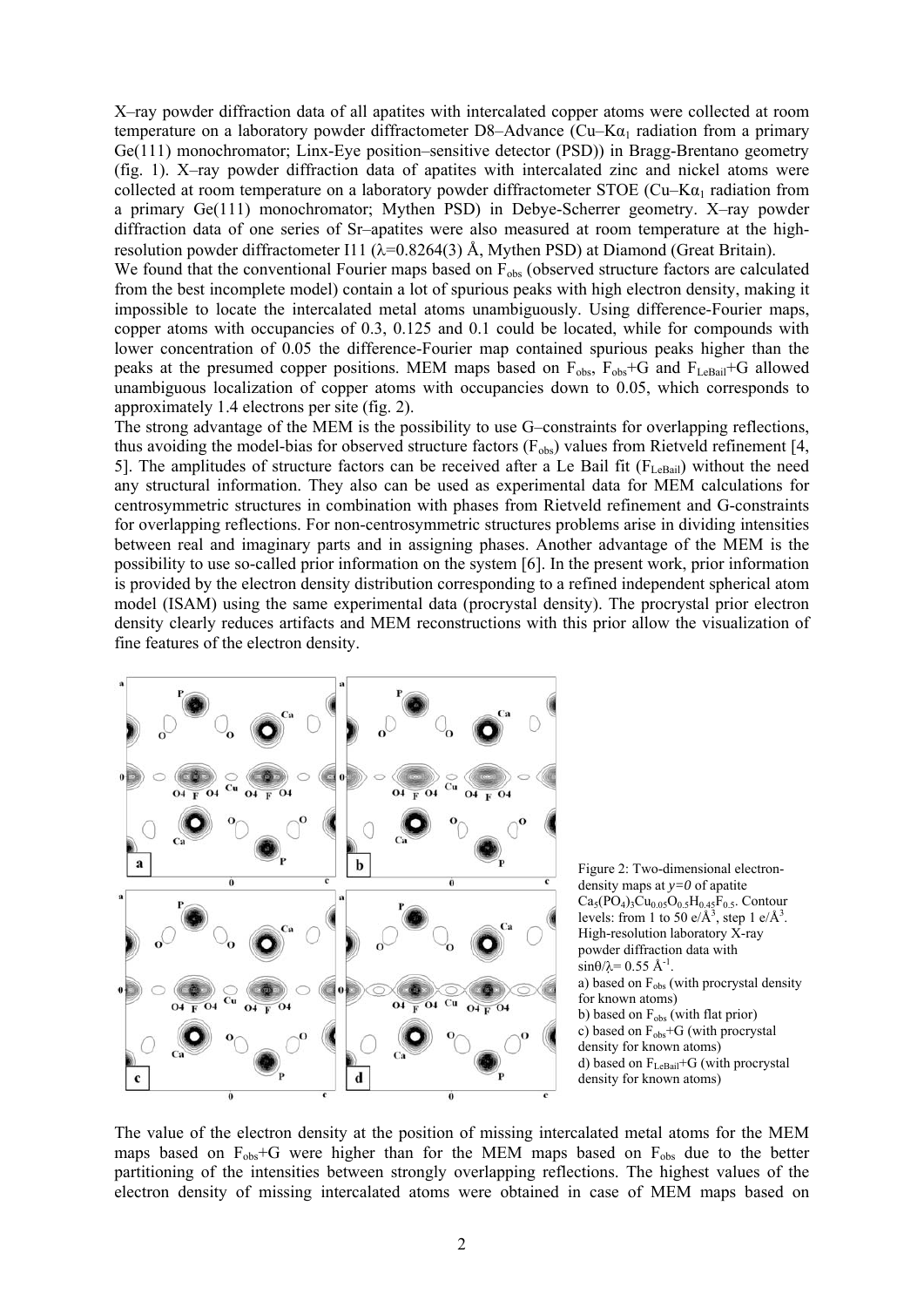X–ray powder diffraction data of all apatites with intercalated copper atoms were collected at room temperature on a laboratory powder diffractometer D8–Advance (Cu–K$\alpha_1$ radiation from a primary Ge(111) monochromator; Linx-Eye position–sensitive detector (PSD)) in Bragg-Brentano geometry (fig. 1). X–ray powder diffraction data of apatites with intercalated zinc and nickel atoms were collected at room temperature on a laboratory powder diffractometer STOE (Cu–K$\alpha_1$ radiation from a primary Ge(111) monochromator; Mythen PSD) in Debye-Scherrer geometry. X–ray powder diffraction data of one series of Sr–apatites were also measured at room temperature at the high-resolution powder diffractometer I11 ($\lambda$=0.8264(3) Å, Mythen PSD) at Diamond (Great Britain).

We found that the conventional Fourier maps based on $F_{obs}$ (observed structure factors are calculated from the best incomplete model) contain a lot of spurious peaks with high electron density, making it impossible to locate the intercalated metal atoms unambiguously. Using difference-Fourier maps, copper atoms with occupancies of 0.3, 0.125 and 0.1 could be located, while for compounds with lower concentration of 0.05 the difference-Fourier map contained spurious peaks higher than the peaks at the presumed copper positions. MEM maps based on $F_{obs}$, $F_{obs}$+G and $F_{LeBail}$+G allowed unambiguous localization of copper atoms with occupancies down to 0.05, which corresponds to approximately 1.4 electrons per site (fig. 2).

The strong advantage of the MEM is the possibility to use G–constraints for overlapping reflections, thus avoiding the model-bias for observed structure factors ($F_{obs}$) values from Rietveld refinement [4, 5]. The amplitudes of structure factors can be received after a Le Bail fit ($F_{LeBail}$) without the need any structural information. They also can be used as experimental data for MEM calculations for centrosymmetric structures in combination with phases from Rietveld refinement and G-constraints for overlapping reflections. For non-centrosymmetric structures problems arise in dividing intensities between real and imaginary parts and in assigning phases. Another advantage of the MEM is the possibility to use so-called prior information on the system [6]. In the present work, prior information is provided by the electron density distribution corresponding to a refined independent spherical atom model (ISAM) using the same experimental data (procrystal density). The procrystal prior electron density clearly reduces artifacts and MEM reconstructions with this prior allow the visualization of fine features of the electron density.

Figure 2: Two-dimensional electron-density maps at *y=0* of apatite $Ca_5(PO_4)_3Cu_{0.05}O_{0.5}H_{0.45}F_{0.5}$. Contour levels: from 1 to 50 e/Å$^3$, step 1 e/Å$^3$. High-resolution laboratory X-ray powder diffraction data with $\sin\theta/\lambda$= 0.55 Å$^{-1}$.
a) based on $F_{obs}$ (with procrystal density for known atoms)
b) based on $F_{obs}$ (with flat prior)
c) based on $F_{obs}$+G (with procrystal density for known atoms)
d) based on $F_{LeBail}$+G (with procrystal density for known atoms)

The value of the electron density at the position of missing intercalated metal atoms for the MEM maps based on $F_{obs}$+G were higher than for the MEM maps based on $F_{obs}$ due to the better partitioning of the intensities between strongly overlapping reflections. The highest values of the electron density of missing intercalated atoms were obtained in case of MEM maps based on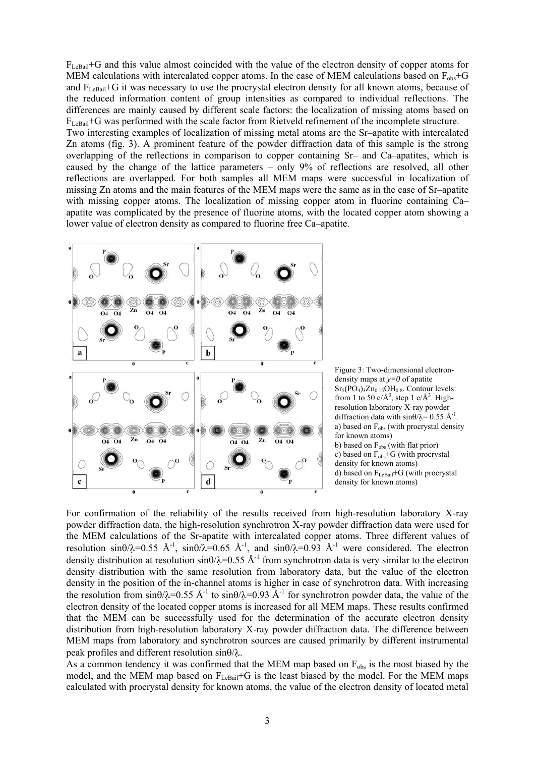$F_{LeBail}$+G and this value almost coincided with the value of the electron density of copper atoms for MEM calculations with intercalated copper atoms. In the case of MEM calculations based on $F_{obs}$+G and $F_{LeBail}$+G it was necessary to use the procrystal electron density for all known atoms, because of the reduced information content of group intensities as compared to individual reflections. The differences are mainly caused by different scale factors: the localization of missing atoms based on $F_{LeBail}$+G was performed with the scale factor from Rietveld refinement of the incomplete structure.

Two interesting examples of localization of missing metal atoms are the Sr–apatite with intercalated Zn atoms (fig. 3). A prominent feature of the powder diffraction data of this sample is the strong overlapping of the reflections in comparison to copper containing Sr– and Ca–apatites, which is caused by the change of the lattice parameters – only 9% of reflections are resolved, all other reflections are overlapped. For both samples all MEM maps were successful in localization of missing Zn atoms and the main features of the MEM maps were the same as in the case of Sr–apatite with missing copper atoms. The localization of missing copper atom in fluorine containing Ca–apatite was complicated by the presence of fluorine atoms, with the located copper atom showing a lower value of electron density as compared to fluorine free Ca–apatite.

Figure 3: Two-dimensional electron-density maps at $y=0$ of apatite $Sr_5(PO_4)_3Zn_{0.15}OH_{0.8}$. Contour levels: from 1 to 50 e/Å$^3$, step 1 e/Å$^3$. High-resolution laboratory X-ray powder diffraction data with $\sin\theta/\lambda = 0.55$ Å$^{-1}$.
a) based on $F_{obs}$ (with procrystal density for known atoms)
b) based on $F_{obs}$ (with flat prior)
c) based on $F_{obs}$+G (with procrystal density for known atoms)
d) based on $F_{LeBail}$+G (with procrystal density for known atoms)

For confirmation of the reliability of the results received from high-resolution laboratory X-ray powder diffraction data, the high-resolution synchrotron X-ray powder diffraction data were used for the MEM calculations of the Sr-apatite with intercalated copper atoms. Three different values of resolution $\sin\theta/\lambda=0.55$ Å$^{-1}$, $\sin\theta/\lambda=0.65$ Å$^{-1}$, and $\sin\theta/\lambda=0.93$ Å$^{-1}$ were considered. The electron density distribution at resolution $\sin\theta/\lambda=0.55$ Å$^{-1}$ from synchrotron data is very similar to the electron density distribution with the same resolution from laboratory data, but the value of the electron density in the position of the in-channel atoms is higher in case of synchrotron data. With increasing the resolution from $\sin\theta/\lambda=0.55$ Å$^{-1}$ to $\sin\theta/\lambda=0.93$ Å$^{-1}$ for synchrotron powder data, the value of the electron density of the located copper atoms is increased for all MEM maps. These results confirmed that the MEM can be successfully used for the determination of the accurate electron density distribution from high-resolution laboratory X-ray powder diffraction data. The difference between MEM maps from laboratory and synchrotron sources are caused primarily by different instrumental peak profiles and different resolution $\sin\theta/\lambda$.

As a common tendency it was confirmed that the MEM map based on $F_{obs}$ is the most biased by the model, and the MEM map based on $F_{LeBail}$+G is the least biased by the model. For the MEM maps calculated with procrystal density for known atoms, the value of the electron density of located metal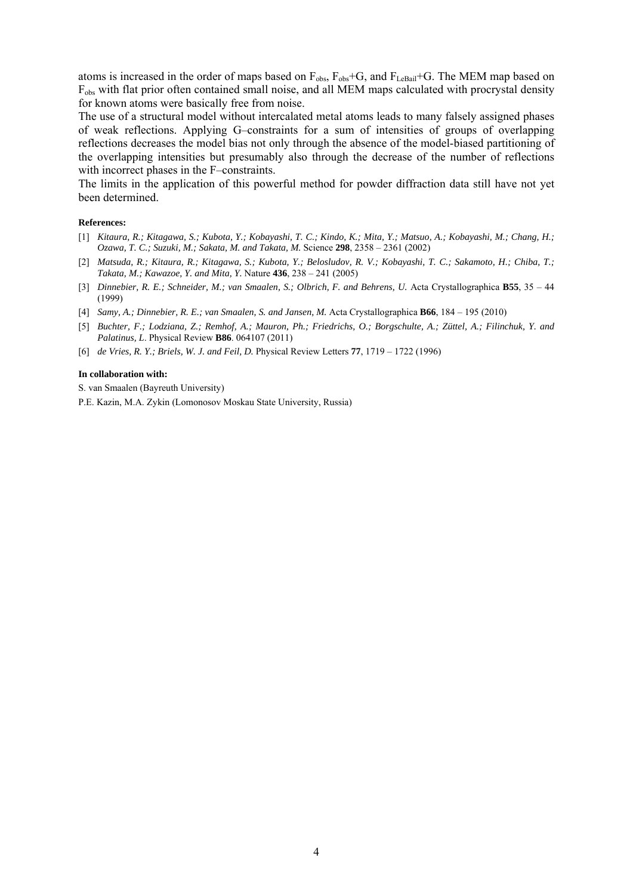atoms is increased in the order of maps based on $F_{obs}$, $F_{obs}$+G, and $F_{LeBail}$+G. The MEM map based on $F_{obs}$ with flat prior often contained small noise, and all MEM maps calculated with procrystal density for known atoms were basically free from noise.

The use of a structural model without intercalated metal atoms leads to many falsely assigned phases of weak reflections. Applying G–constraints for a sum of intensities of groups of overlapping reflections decreases the model bias not only through the absence of the model-biased partitioning of the overlapping intensities but presumably also through the decrease of the number of reflections with incorrect phases in the F–constraints.

The limits in the application of this powerful method for powder diffraction data still have not yet been determined.

**References:**

[1] *Kitaura, R.; Kitagawa, S.; Kubota, Y.; Kobayashi, T. C.; Kindo, K.; Mita, Y.; Matsuo, A.; Kobayashi, M.; Chang, H.; Ozawa, T. C.; Suzuki, M.; Sakata, M. and Takata, M.* Science **298**, 2358 – 2361 (2002)

[2] *Matsuda, R.; Kitaura, R.; Kitagawa, S.; Kubota, Y.; Belosludov, R. V.; Kobayashi, T. C.; Sakamoto, H.; Chiba, T.; Takata, M.; Kawazoe, Y. and Mita, Y.* Nature **436**, 238 – 241 (2005)

[3] *Dinnebier, R. E.; Schneider, M.; van Smaalen, S.; Olbrich, F. and Behrens, U.* Acta Crystallographica **B55**, 35 – 44 (1999)

[4] *Samy, A.; Dinnebier, R. E.; van Smaalen, S. and Jansen, M.* Acta Crystallographica **B66**, 184 – 195 (2010)

[5] *Buchter, F.; Lodziana, Z.; Remhof, A.; Mauron, Ph.; Friedrichs, O.; Borgschulte, A.; Züttel, A.; Filinchuk, Y. and Palatinus, L.* Physical Review **B86**. 064107 (2011)

[6] *de Vries, R. Y.; Briels, W. J. and Feil, D.* Physical Review Letters **77**, 1719 – 1722 (1996)

**In collaboration with:**

S. van Smaalen (Bayreuth University)

P.E. Kazin, M.A. Zykin (Lomonosov Moskau State University, Russia)